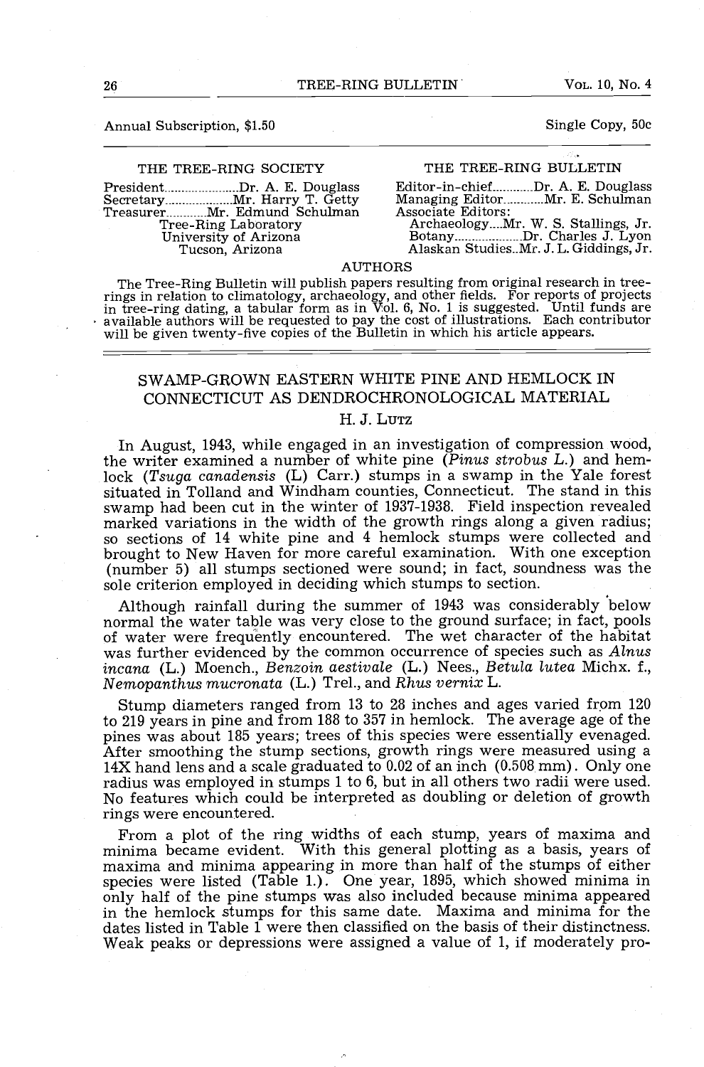Annual Subscription, $1.50 Single Copy, 50c

| THE TREE-RING SOCIETY | THE TREE-RING BULLETIN |
|---|---|
| President.....Dr. A. E. Douglass | Editor-in-chief.....Dr. A. E. Douglass |
| Secretary.....Mr. Harry T. Getty | Managing Editor.....Mr. E. Schulman |
| Treasurer.....Mr. Edmund Schulman | Associate Editors: |
| Tree-Ring Laboratory | Archaeology....Mr. W. S. Stallings, Jr. |
| University of Arizona | Botany.....Dr. Charles J. Lyon |
| Tucson, Arizona | Alaskan Studies..Mr. J. L. Giddings, Jr. |

AUTHORS

The Tree-Ring Bulletin will publish papers resulting from original research in tree-rings in relation to climatology, archaeology, and other fields. For reports of projects in tree-ring dating, a tabular form as in Vol. 6, No. 1 is suggested. Until funds are available authors will be requested to pay the cost of illustrations. Each contributor will be given twenty-five copies of the Bulletin in which his article appears.

# SWAMP-GROWN EASTERN WHITE PINE AND HEMLOCK IN CONNECTICUT AS DENDROCHRONOLOGICAL MATERIAL

H. J. Lutz

In August, 1943, while engaged in an investigation of compression wood, the writer examined a number of white pine (*Pinus strobus L.*) and hemlock (*Tsuga canadensis* (L) Carr.) stumps in a swamp in the Yale forest situated in Tolland and Windham counties, Connecticut. The stand in this swamp had been cut in the winter of 1937-1938. Field inspection revealed marked variations in the width of the growth rings along a given radius; so sections of 14 white pine and 4 hemlock stumps were collected and brought to New Haven for more careful examination. With one exception (number 5) all stumps sectioned were sound; in fact, soundness was the sole criterion employed in deciding which stumps to section.

Although rainfall during the summer of 1943 was considerably below normal the water table was very close to the ground surface; in fact, pools of water were frequently encountered. The wet character of the habitat was further evidenced by the common occurrence of species such as *Alnus incana* (L.) Moench., *Benzoin aestivale* (L.) Nees., *Betula lutea* Michx. f., *Nemopanthus mucronata* (L.) Trel., and *Rhus vernix* L.

Stump diameters ranged from 13 to 28 inches and ages varied from 120 to 219 years in pine and from 188 to 357 in hemlock. The average age of the pines was about 185 years; trees of this species were essentially evenaged. After smoothing the stump sections, growth rings were measured using a 14X hand lens and a scale graduated to 0.02 of an inch (0.508 mm). Only one radius was employed in stumps 1 to 6, but in all others two radii were used. No features which could be interpreted as doubling or deletion of growth rings were encountered.

From a plot of the ring widths of each stump, years of maxima and minima became evident. With this general plotting as a basis, years of maxima and minima appearing in more than half of the stumps of either species were listed (Table 1.). One year, 1895, which showed minima in only half of the pine stumps was also included because minima appeared in the hemlock stumps for this same date. Maxima and minima for the dates listed in Table 1 were then classified on the basis of their distinctness. Weak peaks or depressions were assigned a value of 1, if moderately pro-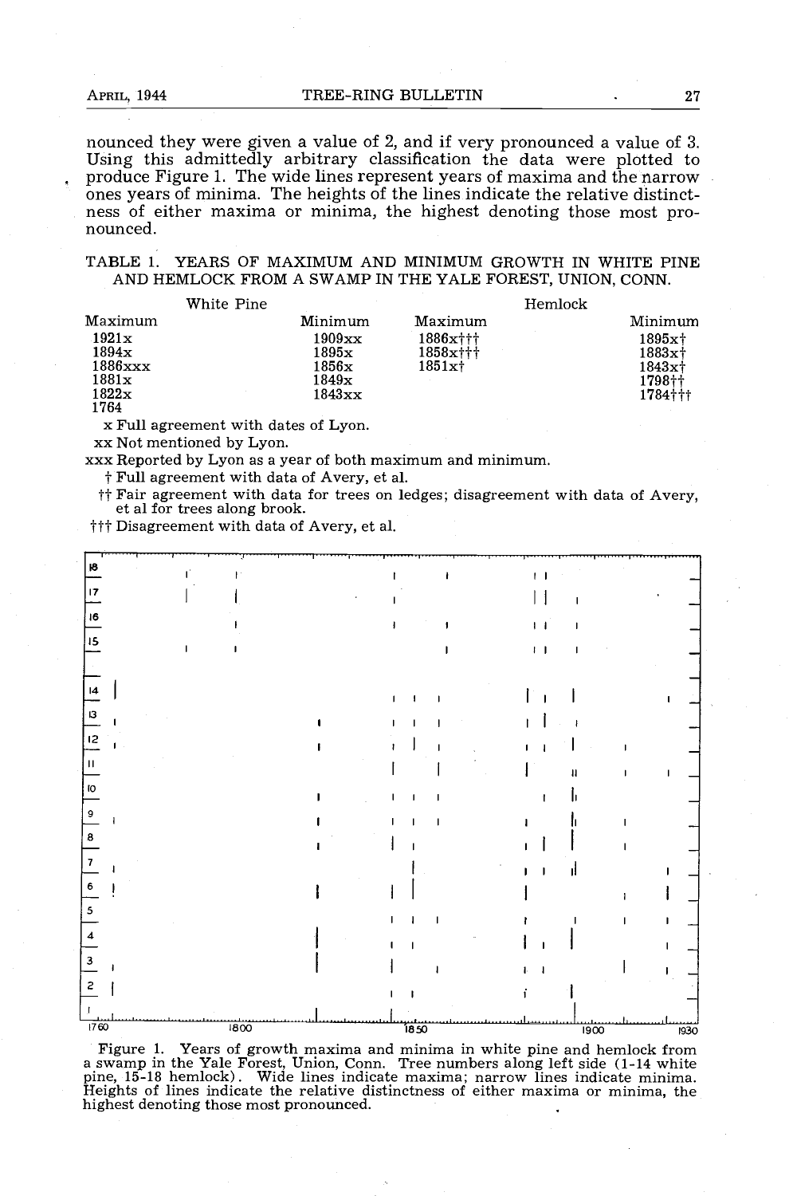nounced they were given a value of 2, and if very pronounced a value of 3. Using this admittedly arbitrary classification the data were plotted to produce Figure 1. The wide lines represent years of maxima and the narrow ones years of minima. The heights of the lines indicate the relative distinctness of either maxima or minima, the highest denoting those most pronounced.

TABLE 1. YEARS OF MAXIMUM AND MINIMUM GROWTH IN WHITE PINE AND HEMLOCK FROM A SWAMP IN THE YALE FOREST, UNION, CONN.

| White Pine | | Hemlock | |
|---|---|---|---|
| Maximum | Minimum | Maximum | Minimum |
| 1921x | 1909xx | 1886x††† | 1895x† |
| 1894x | 1895x | 1858x††† | 1883x† |
| 1886xxx | 1856x | 1851x† | 1843x† |
| 1881x | 1849x | | 1798†† |
| 1822x | 1843xx | | 1784††† |
| 1764 | | | |

x Full agreement with dates of Lyon.

xx Not mentioned by Lyon.

xxx Reported by Lyon as a year of both maximum and minimum.

† Full agreement with data of Avery, et al.

†† Fair agreement with data for trees on ledges; disagreement with data of Avery, et al for trees along brook.

††† Disagreement with data of Avery, et al.

Figure 1. Years of growth maxima and minima in white pine and hemlock from a swamp in the Yale Forest, Union, Conn. Tree numbers along left side (1-14 white pine, 15-18 hemlock). Wide lines indicate maxima; narrow lines indicate minima. Heights of lines indicate the relative distinctness of either maxima or minima, the highest denoting those most pronounced.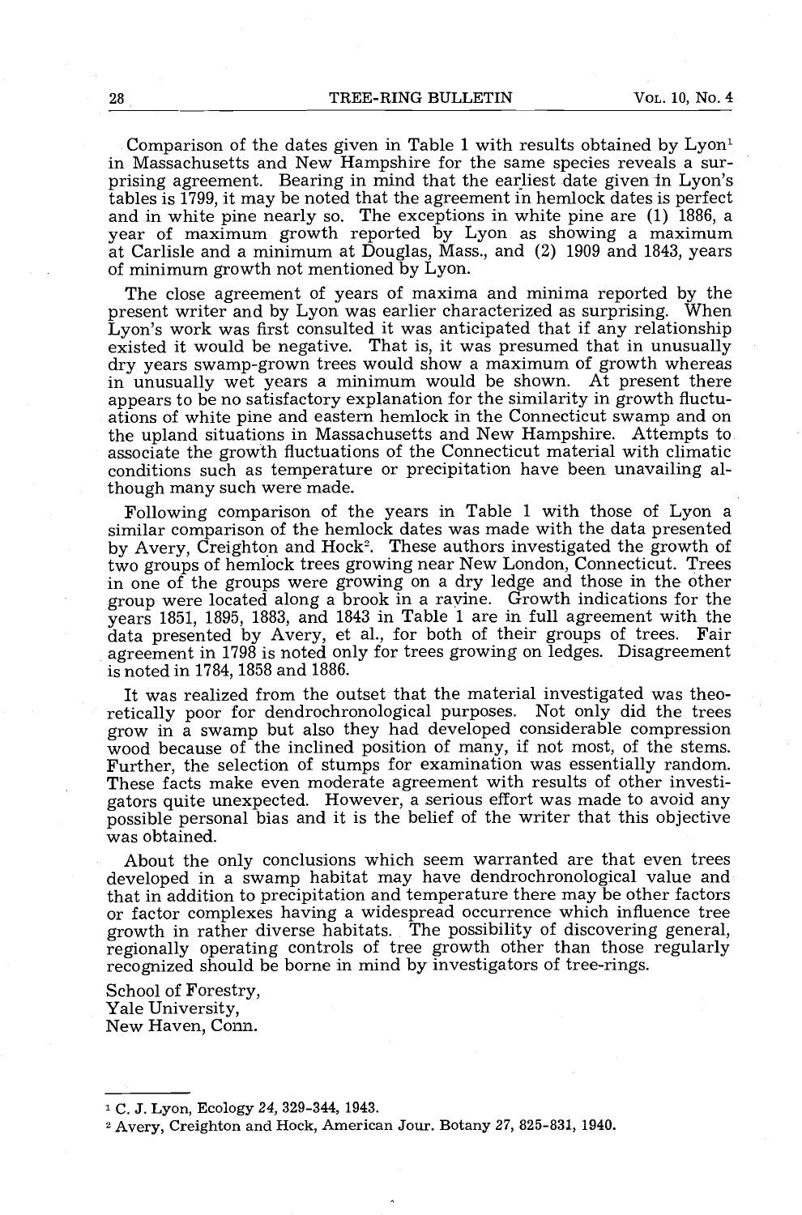Comparison of the dates given in Table 1 with results obtained by Lyon[1] in Massachusetts and New Hampshire for the same species reveals a surprising agreement. Bearing in mind that the earliest date given in Lyon's tables is 1799, it may be noted that the agreement in hemlock dates is perfect and in white pine nearly so. The exceptions in white pine are (1) 1886, a year of maximum growth reported by Lyon as showing a maximum at Carlisle and a minimum at Douglas, Mass., and (2) 1909 and 1843, years of minimum growth not mentioned by Lyon.

The close agreement of years of maxima and minima reported by the present writer and by Lyon was earlier characterized as surprising. When Lyon's work was first consulted it was anticipated that if any relationship existed it would be negative. That is, it was presumed that in unusually dry years swamp-grown trees would show a maximum of growth whereas in unusually wet years a minimum would be shown. At present there appears to be no satisfactory explanation for the similarity in growth fluctuations of white pine and eastern hemlock in the Connecticut swamp and on the upland situations in Massachusetts and New Hampshire. Attempts to associate the growth fluctuations of the Connecticut material with climatic conditions such as temperature or precipitation have been unavailing although many such were made.

Following comparison of the years in Table 1 with those of Lyon a similar comparison of the hemlock dates was made with the data presented by Avery, Creighton and Hock[2]. These authors investigated the growth of two groups of hemlock trees growing near New London, Connecticut. Trees in one of the groups were growing on a dry ledge and those in the other group were located along a brook in a ravine. Growth indications for the years 1851, 1895, 1883, and 1843 in Table 1 are in full agreement with the data presented by Avery, et al., for both of their groups of trees. Fair agreement in 1798 is noted only for trees growing on ledges. Disagreement is noted in 1784, 1858 and 1886.

It was realized from the outset that the material investigated was theoretically poor for dendrochronological purposes. Not only did the trees grow in a swamp but also they had developed considerable compression wood because of the inclined position of many, if not most, of the stems. Further, the selection of stumps for examination was essentially random. These facts make even moderate agreement with results of other investigators quite unexpected. However, a serious effort was made to avoid any possible personal bias and it is the belief of the writer that this objective was obtained.

About the only conclusions which seem warranted are that even trees developed in a swamp habitat may have dendrochronological value and that in addition to precipitation and temperature there may be other factors or factor complexes having a widespread occurrence which influence tree growth in rather diverse habitats. The possibility of discovering general, regionally operating controls of tree growth other than those regularly recognized should be borne in mind by investigators of tree-rings.

School of Forestry,
Yale University,
New Haven, Conn.

---

[1] C. J. Lyon, Ecology *24*, 329-344, 1943.

[2] Avery, Creighton and Hock, American Jour. Botany *27*, 825-831, 1940.